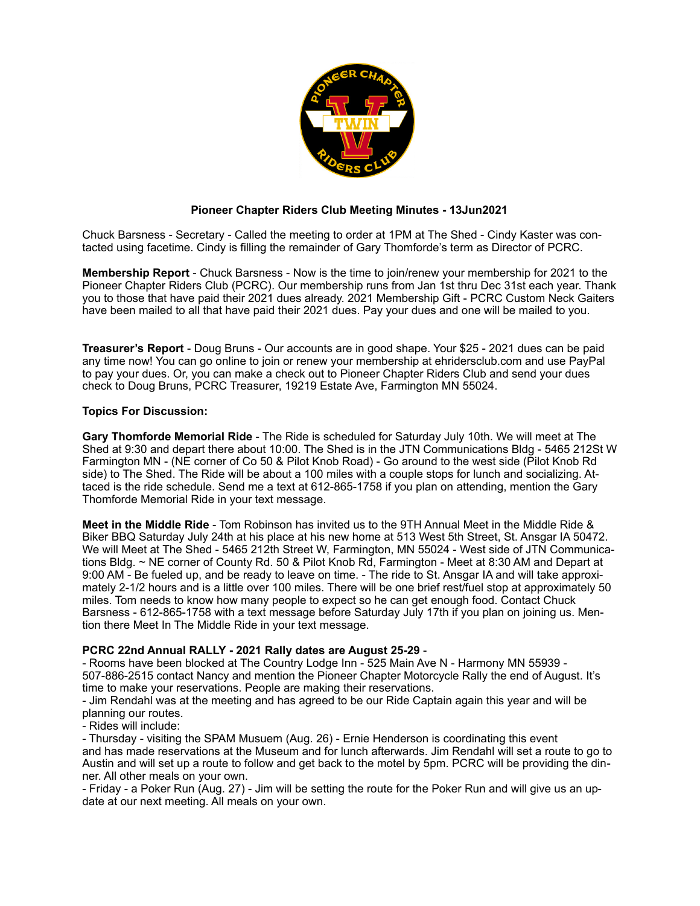**Pioneer Chapter Riders Club Meeting Minutes - 13Jun2021**

Chuck Barsness - Secretary - Called the meeting to order at 1PM at The Shed - Cindy Kaster was contacted using facetime. Cindy is filling the remainder of Gary Thomforde's term as Director of PCRC.

**Membership Report** - Chuck Barsness - Now is the time to join/renew your membership for 2021 to the Pioneer Chapter Riders Club (PCRC). Our membership runs from Jan 1st thru Dec 31st each year. Thank you to those that have paid their 2021 dues already. 2021 Membership Gift - PCRC Custom Neck Gaiters have been mailed to all that have paid their 2021 dues. Pay your dues and one will be mailed to you.

**Treasurer's Report** - Doug Bruns - Our accounts are in good shape. Your $25 - 2021 dues can be paid any time now! You can go online to join or renew your membership at ehridersclub.com and use PayPal to pay your dues. Or, you can make a check out to Pioneer Chapter Riders Club and send your dues check to Doug Bruns, PCRC Treasurer, 19219 Estate Ave, Farmington MN 55024.

**Topics For Discussion:**

**Gary Thomforde Memorial Ride** - The Ride is scheduled for Saturday July 10th. We will meet at The Shed at 9:30 and depart there about 10:00. The Shed is in the JTN Communications Bldg - 5465 212St W Farmington MN - (NE corner of Co 50 & Pilot Knob Road) - Go around to the west side (Pilot Knob Rd side) to The Shed. The Ride will be about a 100 miles with a couple stops for lunch and socializing. Attaced is the ride schedule. Send me a text at 612-865-1758 if you plan on attending, mention the Gary Thomforde Memorial Ride in your text message.

**Meet in the Middle Ride** - Tom Robinson has invited us to the 9TH Annual Meet in the Middle Ride & Biker BBQ Saturday July 24th at his place at his new home at 513 West 5th Street, St. Ansgar IA 50472. We will Meet at The Shed - 5465 212th Street W, Farmington, MN 55024 - West side of JTN Communications Bldg. ~ NE corner of County Rd. 50 & Pilot Knob Rd, Farmington - Meet at 8:30 AM and Depart at 9:00 AM - Be fueled up, and be ready to leave on time. - The ride to St. Ansgar IA and will take approximately 2-1/2 hours and is a little over 100 miles. There will be one brief rest/fuel stop at approximately 50 miles. Tom needs to know how many people to expect so he can get enough food. Contact Chuck Barsness - 612-865-1758 with a text message before Saturday July 17th if you plan on joining us. Mention there Meet In The Middle Ride in your text message.

**PCRC 22nd Annual RALLY - 2021 Rally dates are August 25-29** -

- Rooms have been blocked at The Country Lodge Inn - 525 Main Ave N - Harmony MN 55939 - 507-886-2515 contact Nancy and mention the Pioneer Chapter Motorcycle Rally the end of August. It's time to make your reservations. People are making their reservations.
- Jim Rendahl was at the meeting and has agreed to be our Ride Captain again this year and will be planning our routes.
- Rides will include:
- Thursday - visiting the SPAM Musuem (Aug. 26) - Ernie Henderson is coordinating this event and has made reservations at the Museum and for lunch afterwards. Jim Rendahl will set a route to go to Austin and will set up a route to follow and get back to the motel by 5pm. PCRC will be providing the dinner. All other meals on your own.
- Friday - a Poker Run (Aug. 27) - Jim will be setting the route for the Poker Run and will give us an update at our next meeting. All meals on your own.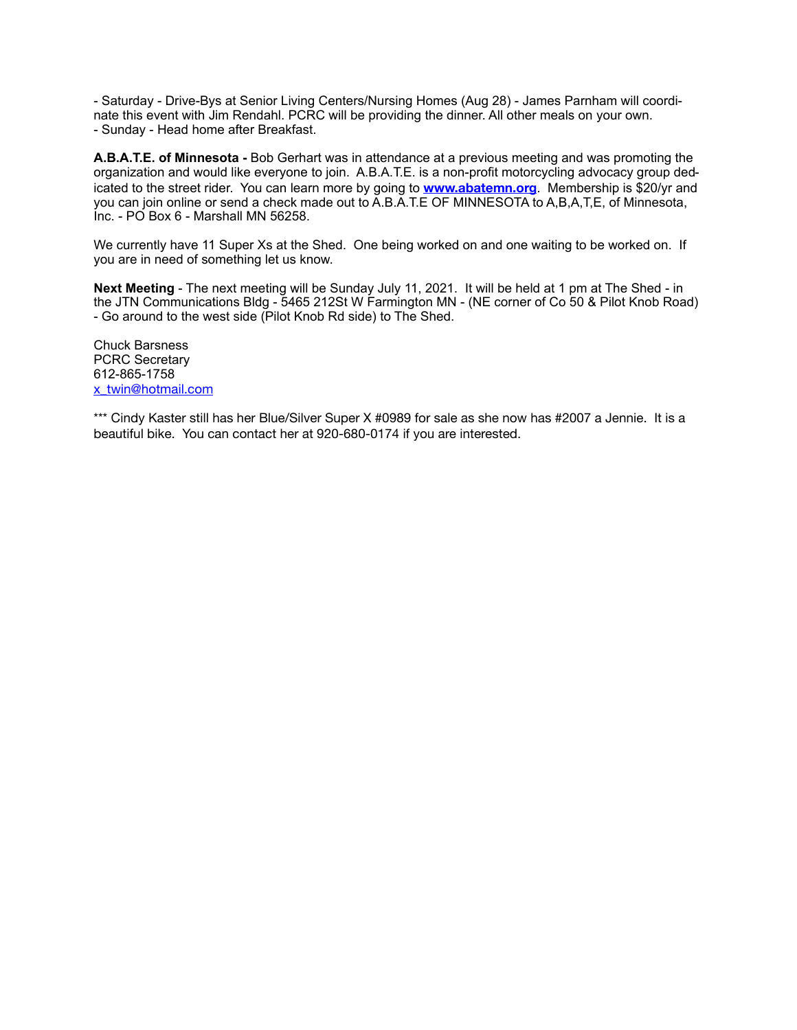- Saturday - Drive-Bys at Senior Living Centers/Nursing Homes (Aug 28) - James Parnham will coordinate this event with Jim Rendahl. PCRC will be providing the dinner. All other meals on your own.
- Sunday - Head home after Breakfast.

**A.B.A.T.E. of Minnesota -** Bob Gerhart was in attendance at a previous meeting and was promoting the organization and would like everyone to join. A.B.A.T.E. is a non-profit motorcycling advocacy group dedicated to the street rider. You can learn more by going to **www.abatemn.org**. Membership is $20/yr and you can join online or send a check made out to A.B.A.T.E OF MINNESOTA to A,B,A,T,E, of Minnesota, Inc. - PO Box 6 - Marshall MN 56258.

We currently have 11 Super Xs at the Shed. One being worked on and one waiting to be worked on. If you are in need of something let us know.

**Next Meeting** - The next meeting will be Sunday July 11, 2021. It will be held at 1 pm at The Shed - in the JTN Communications Bldg - 5465 212St W Farmington MN - (NE corner of Co 50 & Pilot Knob Road) - Go around to the west side (Pilot Knob Rd side) to The Shed.

Chuck Barsness
PCRC Secretary
612-865-1758
x_twin@hotmail.com

*** Cindy Kaster still has her Blue/Silver Super X #0989 for sale as she now has #2007 a Jennie. It is a beautiful bike. You can contact her at 920-680-0174 if you are interested.